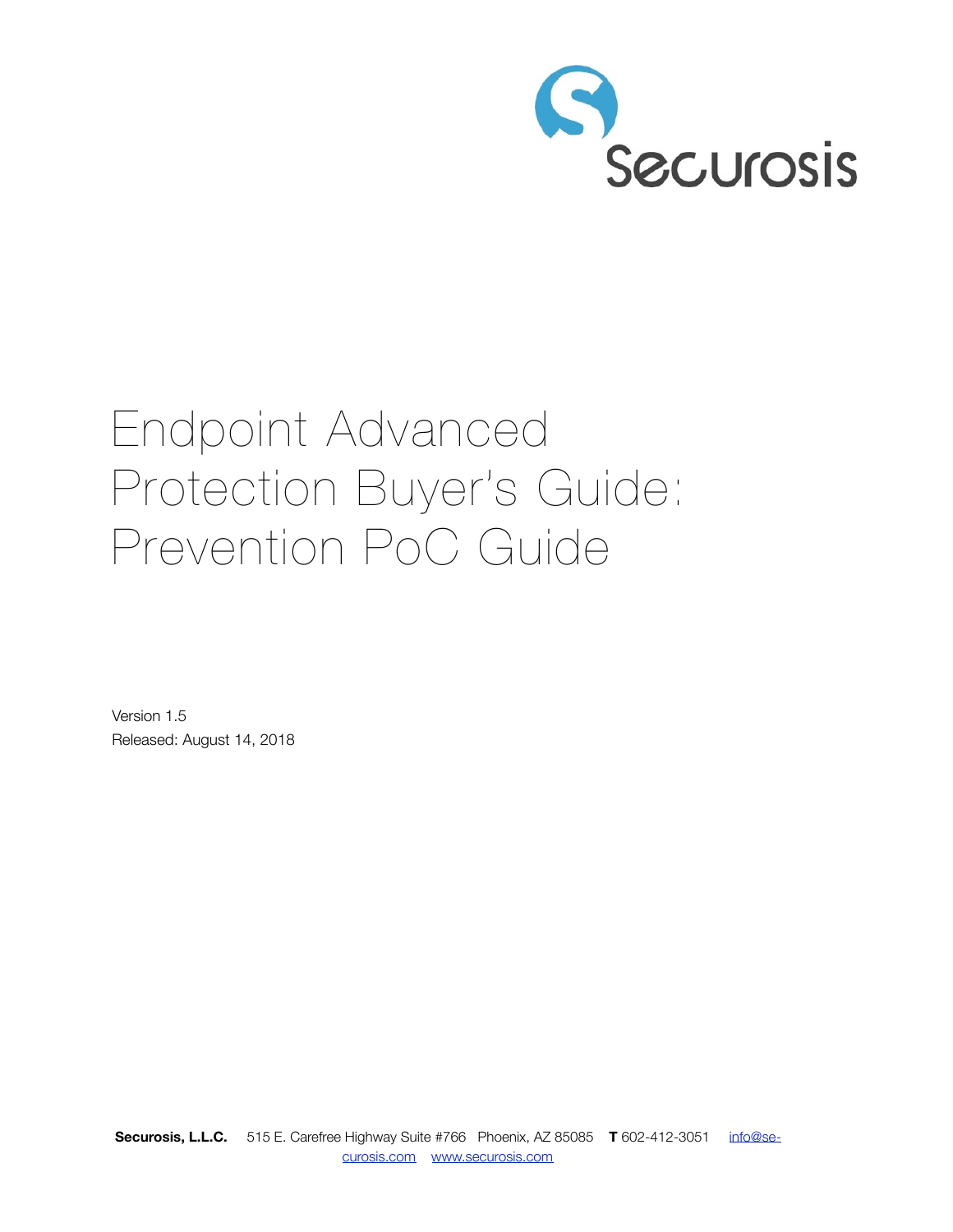# Endpoint Advanced Protection Buyer's Guide: Prevention PoC Guide

Version 1.5

Released: August 14, 2018

**Securosis, L.L.C.** 515 E. Carefree Highway Suite #766 Phoenix, AZ 85085 **T** 602-412-3051 info@securosis.com www.securosis.com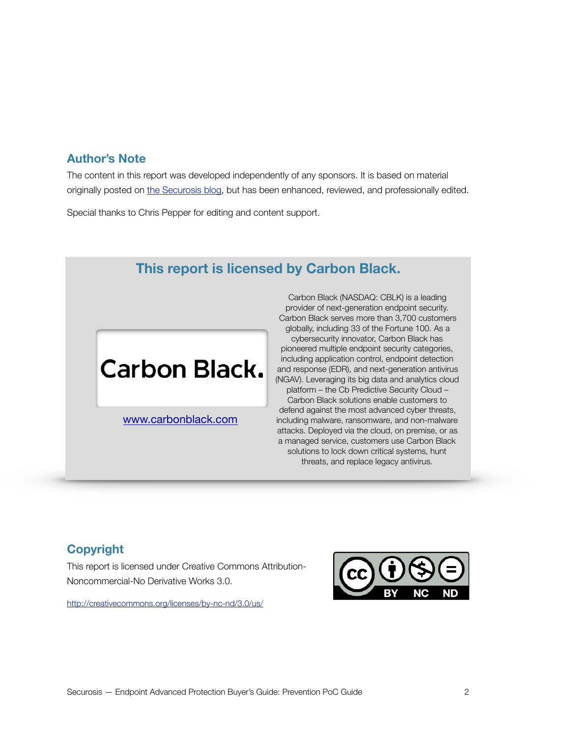## Author's Note

The content in this report was developed independently of any sponsors. It is based on material originally posted on the Securosis blog, but has been enhanced, reviewed, and professionally edited.

Special thanks to Chris Pepper for editing and content support.

## This report is licensed by Carbon Black.

Carbon Black.

www.carbonblack.com

Carbon Black (NASDAQ: CBLK) is a leading provider of next-generation endpoint security. Carbon Black serves more than 3,700 customers globally, including 33 of the Fortune 100. As a cybersecurity innovator, Carbon Black has pioneered multiple endpoint security categories, including application control, endpoint detection and response (EDR), and next-generation antivirus (NGAV). Leveraging its big data and analytics cloud platform – the Cb Predictive Security Cloud – Carbon Black solutions enable customers to defend against the most advanced cyber threats, including malware, ransomware, and non-malware attacks. Deployed via the cloud, on premise, or as a managed service, customers use Carbon Black solutions to lock down critical systems, hunt threats, and replace legacy antivirus.

## Copyright

This report is licensed under Creative Commons Attribution-Noncommercial-No Derivative Works 3.0.

http://creativecommons.org/licenses/by-nc-nd/3.0/us/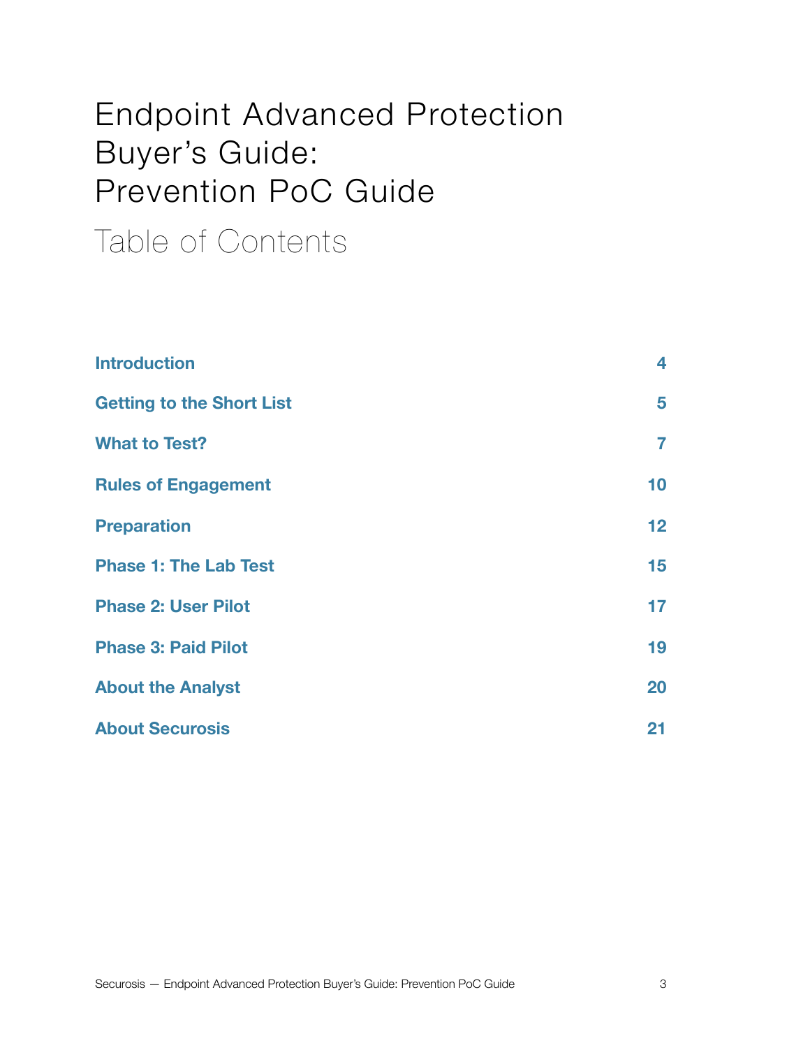# Endpoint Advanced Protection Buyer's Guide: Prevention PoC Guide

## Table of Contents

| | |
|---|---|
| **Introduction** | **4** |
| **Getting to the Short List** | **5** |
| **What to Test?** | **7** |
| **Rules of Engagement** | **10** |
| **Preparation** | **12** |
| **Phase 1: The Lab Test** | **15** |
| **Phase 2: User Pilot** | **17** |
| **Phase 3: Paid Pilot** | **19** |
| **About the Analyst** | **20** |
| **About Securosis** | **21** |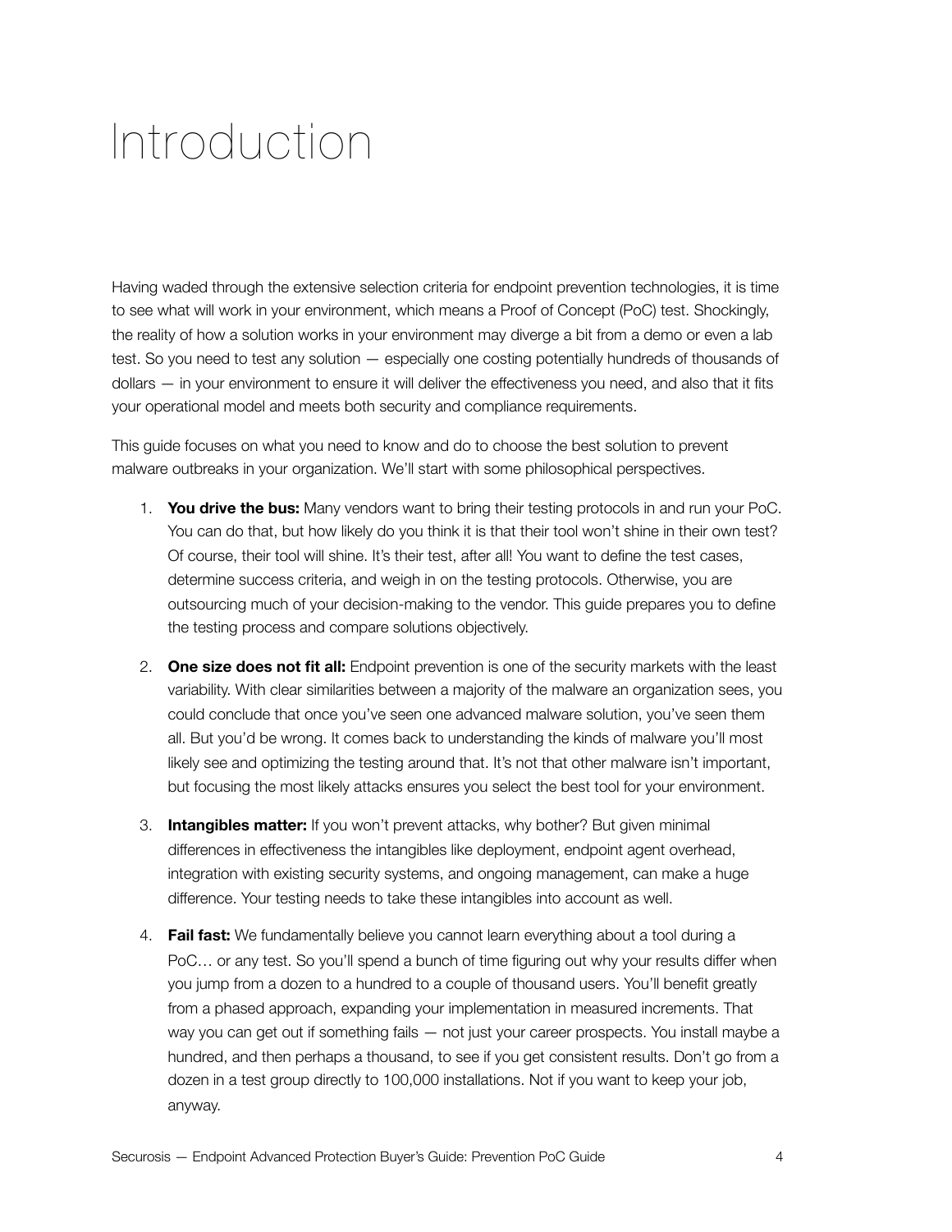# Introduction

Having waded through the extensive selection criteria for endpoint prevention technologies, it is time to see what will work in your environment, which means a Proof of Concept (PoC) test. Shockingly, the reality of how a solution works in your environment may diverge a bit from a demo or even a lab test. So you need to test any solution — especially one costing potentially hundreds of thousands of dollars — in your environment to ensure it will deliver the effectiveness you need, and also that it fits your operational model and meets both security and compliance requirements.

This guide focuses on what you need to know and do to choose the best solution to prevent malware outbreaks in your organization. We'll start with some philosophical perspectives.

1. **You drive the bus:** Many vendors want to bring their testing protocols in and run your PoC. You can do that, but how likely do you think it is that their tool won't shine in their own test? Of course, their tool will shine. It's their test, after all! You want to define the test cases, determine success criteria, and weigh in on the testing protocols. Otherwise, you are outsourcing much of your decision-making to the vendor. This guide prepares you to define the testing process and compare solutions objectively.
2. **One size does not fit all:** Endpoint prevention is one of the security markets with the least variability. With clear similarities between a majority of the malware an organization sees, you could conclude that once you've seen one advanced malware solution, you've seen them all. But you'd be wrong. It comes back to understanding the kinds of malware you'll most likely see and optimizing the testing around that. It's not that other malware isn't important, but focusing the most likely attacks ensures you select the best tool for your environment.
3. **Intangibles matter:** If you won't prevent attacks, why bother? But given minimal differences in effectiveness the intangibles like deployment, endpoint agent overhead, integration with existing security systems, and ongoing management, can make a huge difference. Your testing needs to take these intangibles into account as well.
4. **Fail fast:** We fundamentally believe you cannot learn everything about a tool during a PoC… or any test. So you'll spend a bunch of time figuring out why your results differ when you jump from a dozen to a hundred to a couple of thousand users. You'll benefit greatly from a phased approach, expanding your implementation in measured increments. That way you can get out if something fails — not just your career prospects. You install maybe a hundred, and then perhaps a thousand, to see if you get consistent results. Don't go from a dozen in a test group directly to 100,000 installations. Not if you want to keep your job, anyway.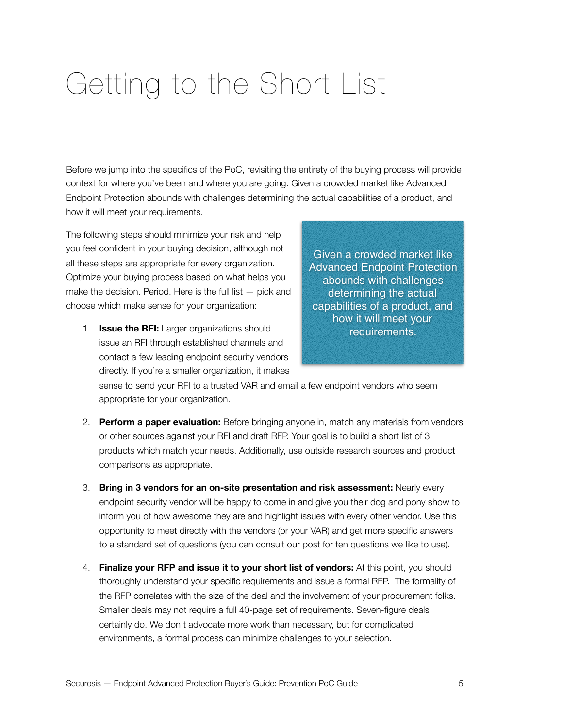# Getting to the Short List

Before we jump into the specifics of the PoC, revisiting the entirety of the buying process will provide context for where you've been and where you are going. Given a crowded market like Advanced Endpoint Protection abounds with challenges determining the actual capabilities of a product, and how it will meet your requirements.

> Given a crowded market like Advanced Endpoint Protection abounds with challenges determining the actual capabilities of a product, and how it will meet your requirements.

The following steps should minimize your risk and help you feel confident in your buying decision, although not all these steps are appropriate for every organization. Optimize your buying process based on what helps you make the decision. Period. Here is the full list — pick and choose which make sense for your organization:

1. **Issue the RFI:** Larger organizations should issue an RFI through established channels and contact a few leading endpoint security vendors directly. If you're a smaller organization, it makes sense to send your RFI to a trusted VAR and email a few endpoint vendors who seem appropriate for your organization.

2. **Perform a paper evaluation:** Before bringing anyone in, match any materials from vendors or other sources against your RFI and draft RFP. Your goal is to build a short list of 3 products which match your needs. Additionally, use outside research sources and product comparisons as appropriate.

3. **Bring in 3 vendors for an on-site presentation and risk assessment:** Nearly every endpoint security vendor will be happy to come in and give you their dog and pony show to inform you of how awesome they are and highlight issues with every other vendor. Use this opportunity to meet directly with the vendors (or your VAR) and get more specific answers to a standard set of questions (you can consult our post for ten questions we like to use).

4. **Finalize your RFP and issue it to your short list of vendors:** At this point, you should thoroughly understand your specific requirements and issue a formal RFP. The formality of the RFP correlates with the size of the deal and the involvement of your procurement folks. Smaller deals may not require a full 40-page set of requirements. Seven-figure deals certainly do. We don't advocate more work than necessary, but for complicated environments, a formal process can minimize challenges to your selection.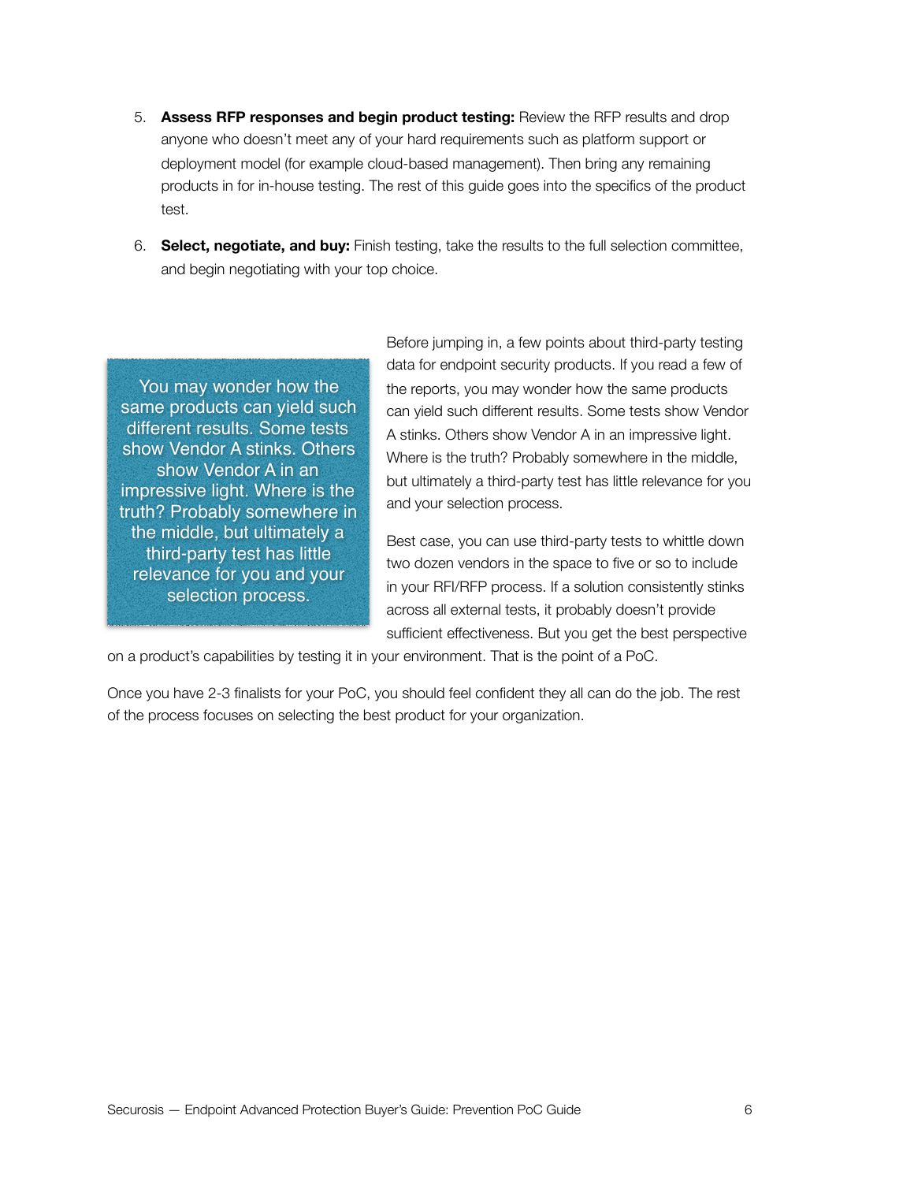5. **Assess RFP responses and begin product testing:** Review the RFP results and drop anyone who doesn't meet any of your hard requirements such as platform support or deployment model (for example cloud-based management). Then bring any remaining products in for in-house testing. The rest of this guide goes into the specifics of the product test.

6. **Select, negotiate, and buy:** Finish testing, take the results to the full selection committee, and begin negotiating with your top choice.

> You may wonder how the same products can yield such different results. Some tests show Vendor A stinks. Others show Vendor A in an impressive light. Where is the truth? Probably somewhere in the middle, but ultimately a third-party test has little relevance for you and your selection process.

Before jumping in, a few points about third-party testing data for endpoint security products. If you read a few of the reports, you may wonder how the same products can yield such different results. Some tests show Vendor A stinks. Others show Vendor A in an impressive light. Where is the truth? Probably somewhere in the middle, but ultimately a third-party test has little relevance for you and your selection process.

Best case, you can use third-party tests to whittle down two dozen vendors in the space to five or so to include in your RFI/RFP process. If a solution consistently stinks across all external tests, it probably doesn't provide sufficient effectiveness. But you get the best perspective on a product's capabilities by testing it in your environment. That is the point of a PoC.

Once you have 2-3 finalists for your PoC, you should feel confident they all can do the job. The rest of the process focuses on selecting the best product for your organization.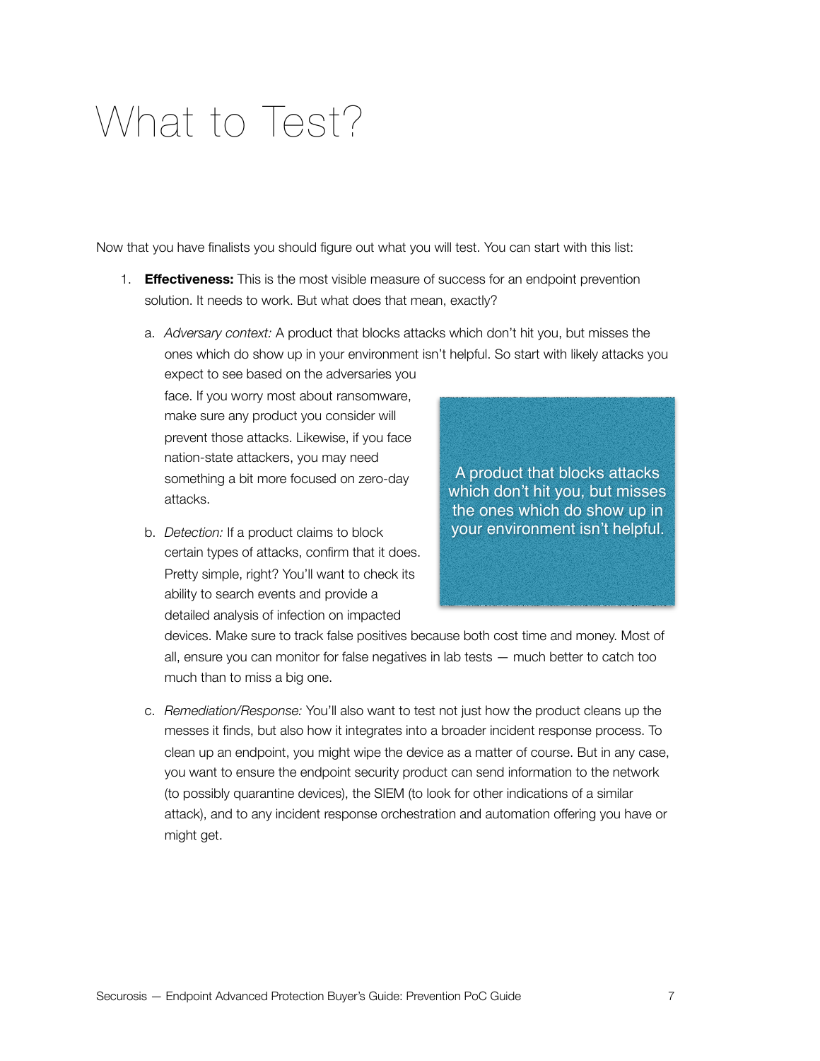# What to Test?

Now that you have finalists you should figure out what you will test. You can start with this list:

1. **Effectiveness:** This is the most visible measure of success for an endpoint prevention solution. It needs to work. But what does that mean, exactly?

    a. *Adversary context:* A product that blocks attacks which don't hit you, but misses the ones which do show up in your environment isn't helpful. So start with likely attacks you expect to see based on the adversaries you face. If you worry most about ransomware, make sure any product you consider will prevent those attacks. Likewise, if you face nation-state attackers, you may need something a bit more focused on zero-day attacks.

    b. *Detection:* If a product claims to block certain types of attacks, confirm that it does. Pretty simple, right? You'll want to check its ability to search events and provide a detailed analysis of infection on impacted devices. Make sure to track false positives because both cost time and money. Most of all, ensure you can monitor for false negatives in lab tests — much better to catch too much than to miss a big one.

    c. *Remediation/Response:* You'll also want to test not just how the product cleans up the messes it finds, but also how it integrates into a broader incident response process. To clean up an endpoint, you might wipe the device as a matter of course. But in any case, you want to ensure the endpoint security product can send information to the network (to possibly quarantine devices), the SIEM (to look for other indications of a similar attack), and to any incident response orchestration and automation offering you have or might get.

> A product that blocks attacks which don't hit you, but misses the ones which do show up in your environment isn't helpful.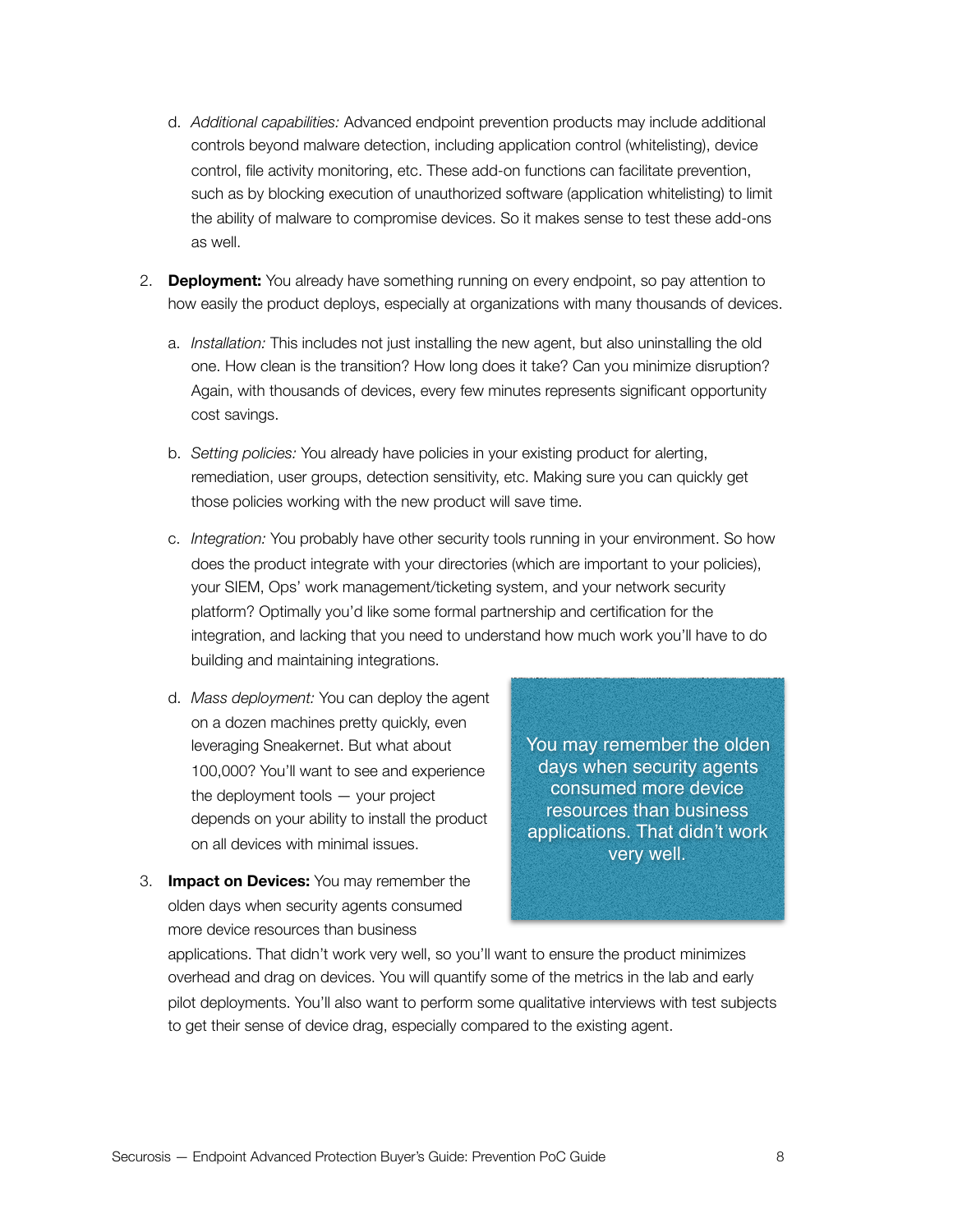d. *Additional capabilities:* Advanced endpoint prevention products may include additional controls beyond malware detection, including application control (whitelisting), device control, file activity monitoring, etc. These add-on functions can facilitate prevention, such as by blocking execution of unauthorized software (application whitelisting) to limit the ability of malware to compromise devices. So it makes sense to test these add-ons as well.

2. **Deployment:** You already have something running on every endpoint, so pay attention to how easily the product deploys, especially at organizations with many thousands of devices.

   a. *Installation:* This includes not just installing the new agent, but also uninstalling the old one. How clean is the transition? How long does it take? Can you minimize disruption? Again, with thousands of devices, every few minutes represents significant opportunity cost savings.

   b. *Setting policies:* You already have policies in your existing product for alerting, remediation, user groups, detection sensitivity, etc. Making sure you can quickly get those policies working with the new product will save time.

   c. *Integration:* You probably have other security tools running in your environment. So how does the product integrate with your directories (which are important to your policies), your SIEM, Ops' work management/ticketing system, and your network security platform? Optimally you'd like some formal partnership and certification for the integration, and lacking that you need to understand how much work you'll have to do building and maintaining integrations.

   d. *Mass deployment:* You can deploy the agent on a dozen machines pretty quickly, even leveraging Sneakernet. But what about 100,000? You'll want to see and experience the deployment tools — your project depends on your ability to install the product on all devices with minimal issues.

3. **Impact on Devices:** You may remember the olden days when security agents consumed more device resources than business applications. That didn't work very well, so you'll want to ensure the product minimizes overhead and drag on devices. You will quantify some of the metrics in the lab and early pilot deployments. You'll also want to perform some qualitative interviews with test subjects to get their sense of device drag, especially compared to the existing agent.

> You may remember the olden days when security agents consumed more device resources than business applications. That didn't work very well.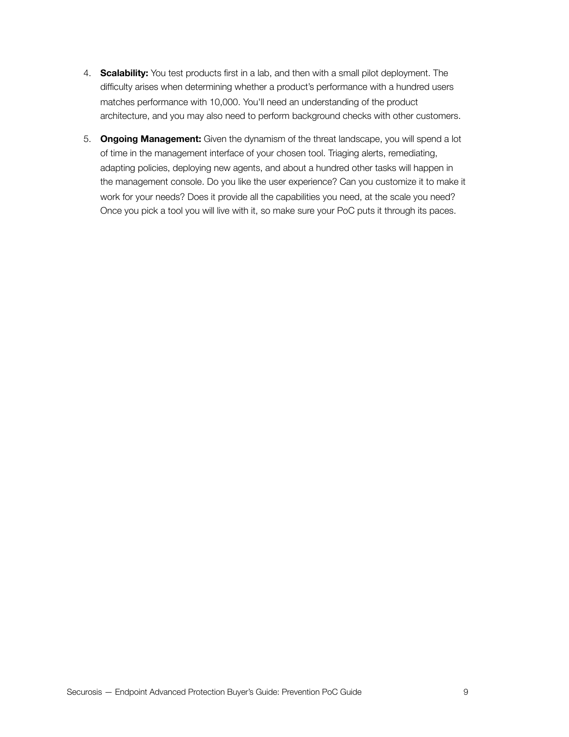4. **Scalability:** You test products first in a lab, and then with a small pilot deployment. The difficulty arises when determining whether a product's performance with a hundred users matches performance with 10,000. You'll need an understanding of the product architecture, and you may also need to perform background checks with other customers.

5. **Ongoing Management:** Given the dynamism of the threat landscape, you will spend a lot of time in the management interface of your chosen tool. Triaging alerts, remediating, adapting policies, deploying new agents, and about a hundred other tasks will happen in the management console. Do you like the user experience? Can you customize it to make it work for your needs? Does it provide all the capabilities you need, at the scale you need? Once you pick a tool you will live with it, so make sure your PoC puts it through its paces.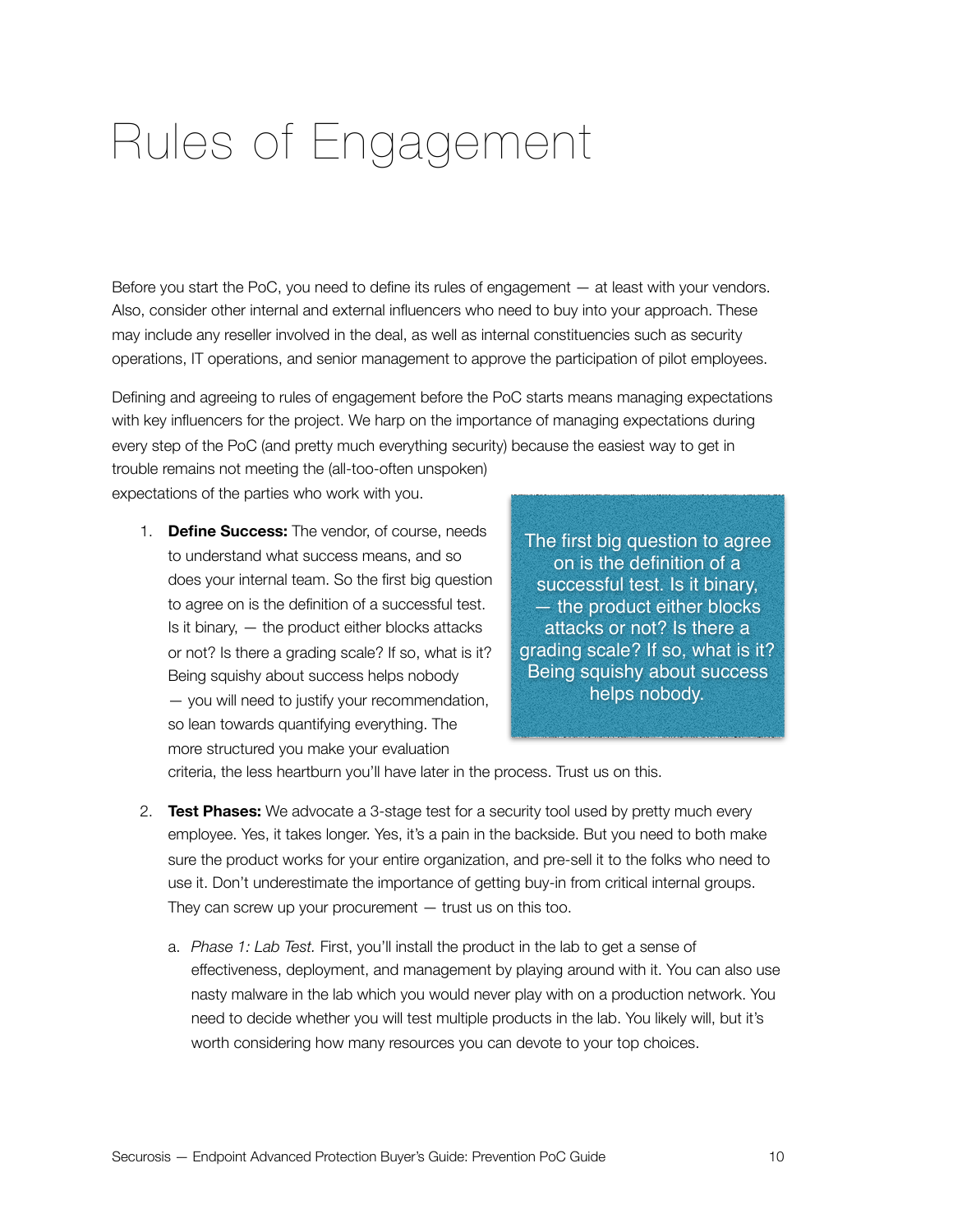# Rules of Engagement

Before you start the PoC, you need to define its rules of engagement — at least with your vendors. Also, consider other internal and external influencers who need to buy into your approach. These may include any reseller involved in the deal, as well as internal constituencies such as security operations, IT operations, and senior management to approve the participation of pilot employees.

Defining and agreeing to rules of engagement before the PoC starts means managing expectations with key influencers for the project. We harp on the importance of managing expectations during every step of the PoC (and pretty much everything security) because the easiest way to get in trouble remains not meeting the (all-too-often unspoken) expectations of the parties who work with you.

> The first big question to agree on is the definition of a successful test. Is it binary, — the product either blocks attacks or not? Is there a grading scale? If so, what is it? Being squishy about success helps nobody.

1. **Define Success:** The vendor, of course, needs to understand what success means, and so does your internal team. So the first big question to agree on is the definition of a successful test. Is it binary, — the product either blocks attacks or not? Is there a grading scale? If so, what is it? Being squishy about success helps nobody — you will need to justify your recommendation, so lean towards quantifying everything. The more structured you make your evaluation criteria, the less heartburn you'll have later in the process. Trust us on this.

2. **Test Phases:** We advocate a 3-stage test for a security tool used by pretty much every employee. Yes, it takes longer. Yes, it's a pain in the backside. But you need to both make sure the product works for your entire organization, and pre-sell it to the folks who need to use it. Don't underestimate the importance of getting buy-in from critical internal groups. They can screw up your procurement — trust us on this too.

   a. *Phase 1: Lab Test.* First, you'll install the product in the lab to get a sense of effectiveness, deployment, and management by playing around with it. You can also use nasty malware in the lab which you would never play with on a production network. You need to decide whether you will test multiple products in the lab. You likely will, but it's worth considering how many resources you can devote to your top choices.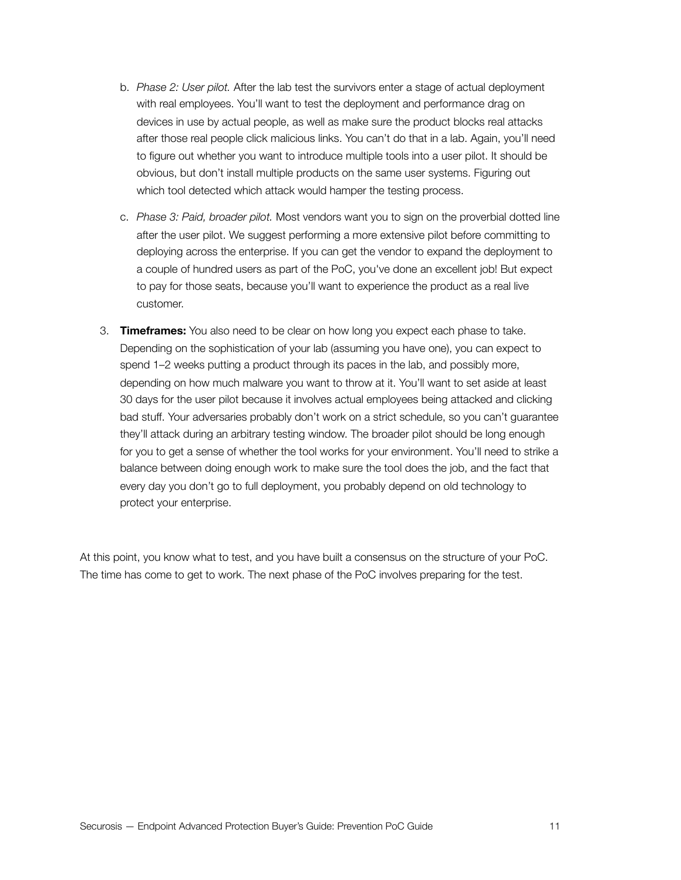b. *Phase 2: User pilot.* After the lab test the survivors enter a stage of actual deployment with real employees. You'll want to test the deployment and performance drag on devices in use by actual people, as well as make sure the product blocks real attacks after those real people click malicious links. You can't do that in a lab. Again, you'll need to figure out whether you want to introduce multiple tools into a user pilot. It should be obvious, but don't install multiple products on the same user systems. Figuring out which tool detected which attack would hamper the testing process.

   c. *Phase 3: Paid, broader pilot.* Most vendors want you to sign on the proverbial dotted line after the user pilot. We suggest performing a more extensive pilot before committing to deploying across the enterprise. If you can get the vendor to expand the deployment to a couple of hundred users as part of the PoC, you've done an excellent job! But expect to pay for those seats, because you'll want to experience the product as a real live customer.

3. **Timeframes:** You also need to be clear on how long you expect each phase to take. Depending on the sophistication of your lab (assuming you have one), you can expect to spend 1–2 weeks putting a product through its paces in the lab, and possibly more, depending on how much malware you want to throw at it. You'll want to set aside at least 30 days for the user pilot because it involves actual employees being attacked and clicking bad stuff. Your adversaries probably don't work on a strict schedule, so you can't guarantee they'll attack during an arbitrary testing window. The broader pilot should be long enough for you to get a sense of whether the tool works for your environment. You'll need to strike a balance between doing enough work to make sure the tool does the job, and the fact that every day you don't go to full deployment, you probably depend on old technology to protect your enterprise.

At this point, you know what to test, and you have built a consensus on the structure of your PoC. The time has come to get to work. The next phase of the PoC involves preparing for the test.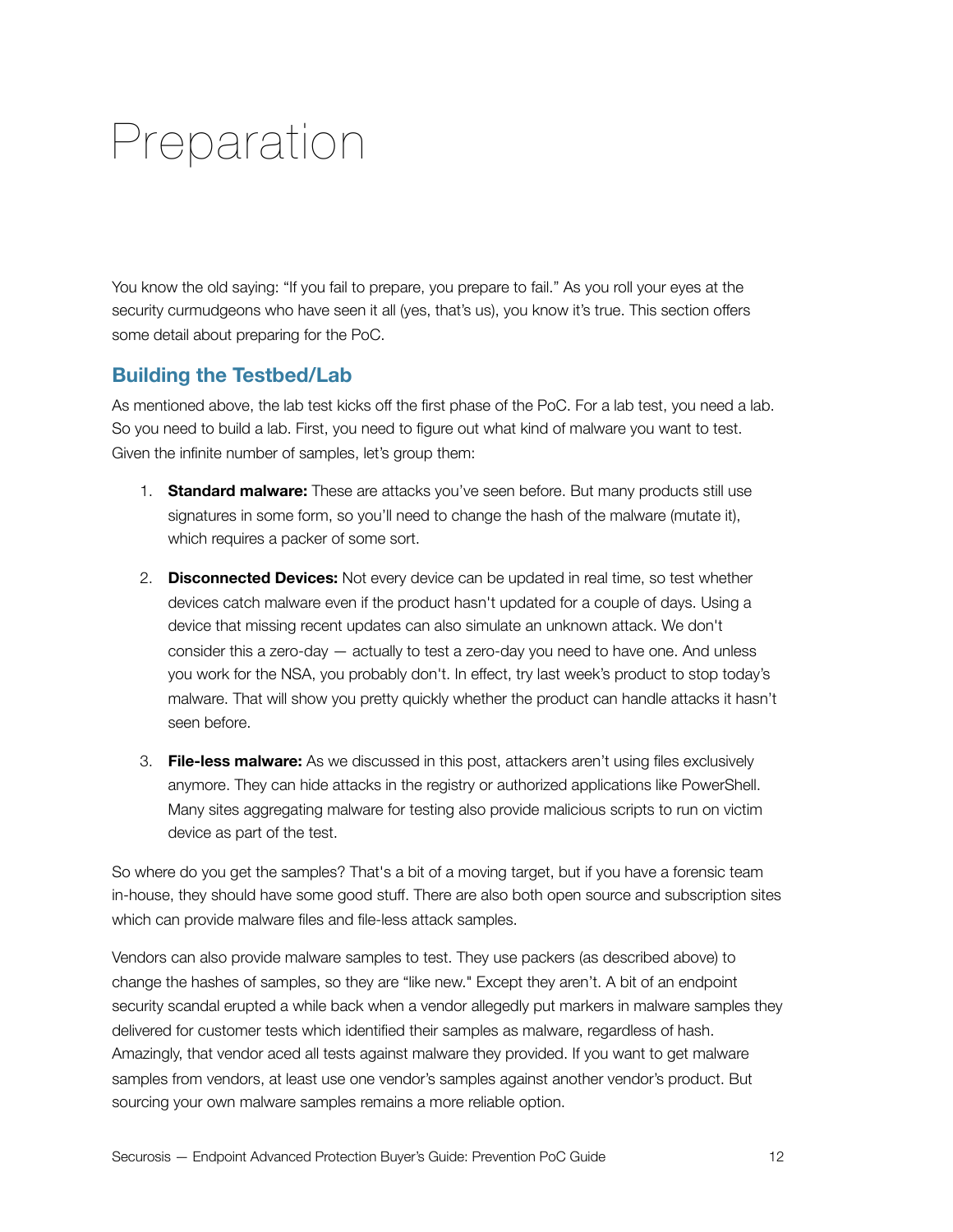# Preparation

You know the old saying: “If you fail to prepare, you prepare to fail.” As you roll your eyes at the security curmudgeons who have seen it all (yes, that’s us), you know it’s true. This section offers some detail about preparing for the PoC.

## Building the Testbed/Lab

As mentioned above, the lab test kicks off the first phase of the PoC. For a lab test, you need a lab. So you need to build a lab. First, you need to figure out what kind of malware you want to test. Given the infinite number of samples, let’s group them:

1. **Standard malware:** These are attacks you’ve seen before. But many products still use signatures in some form, so you’ll need to change the hash of the malware (mutate it), which requires a packer of some sort.
2. **Disconnected Devices:** Not every device can be updated in real time, so test whether devices catch malware even if the product hasn't updated for a couple of days. Using a device that missing recent updates can also simulate an unknown attack. We don't consider this a zero-day — actually to test a zero-day you need to have one. And unless you work for the NSA, you probably don't. In effect, try last week’s product to stop today’s malware. That will show you pretty quickly whether the product can handle attacks it hasn’t seen before.
3. **File-less malware:** As we discussed in this post, attackers aren’t using files exclusively anymore. They can hide attacks in the registry or authorized applications like PowerShell. Many sites aggregating malware for testing also provide malicious scripts to run on victim device as part of the test.

So where do you get the samples? That's a bit of a moving target, but if you have a forensic team in-house, they should have some good stuff. There are also both open source and subscription sites which can provide malware files and file-less attack samples.

Vendors can also provide malware samples to test. They use packers (as described above) to change the hashes of samples, so they are “like new." Except they aren’t. A bit of an endpoint security scandal erupted a while back when a vendor allegedly put markers in malware samples they delivered for customer tests which identified their samples as malware, regardless of hash. Amazingly, that vendor aced all tests against malware they provided. If you want to get malware samples from vendors, at least use one vendor’s samples against another vendor’s product. But sourcing your own malware samples remains a more reliable option.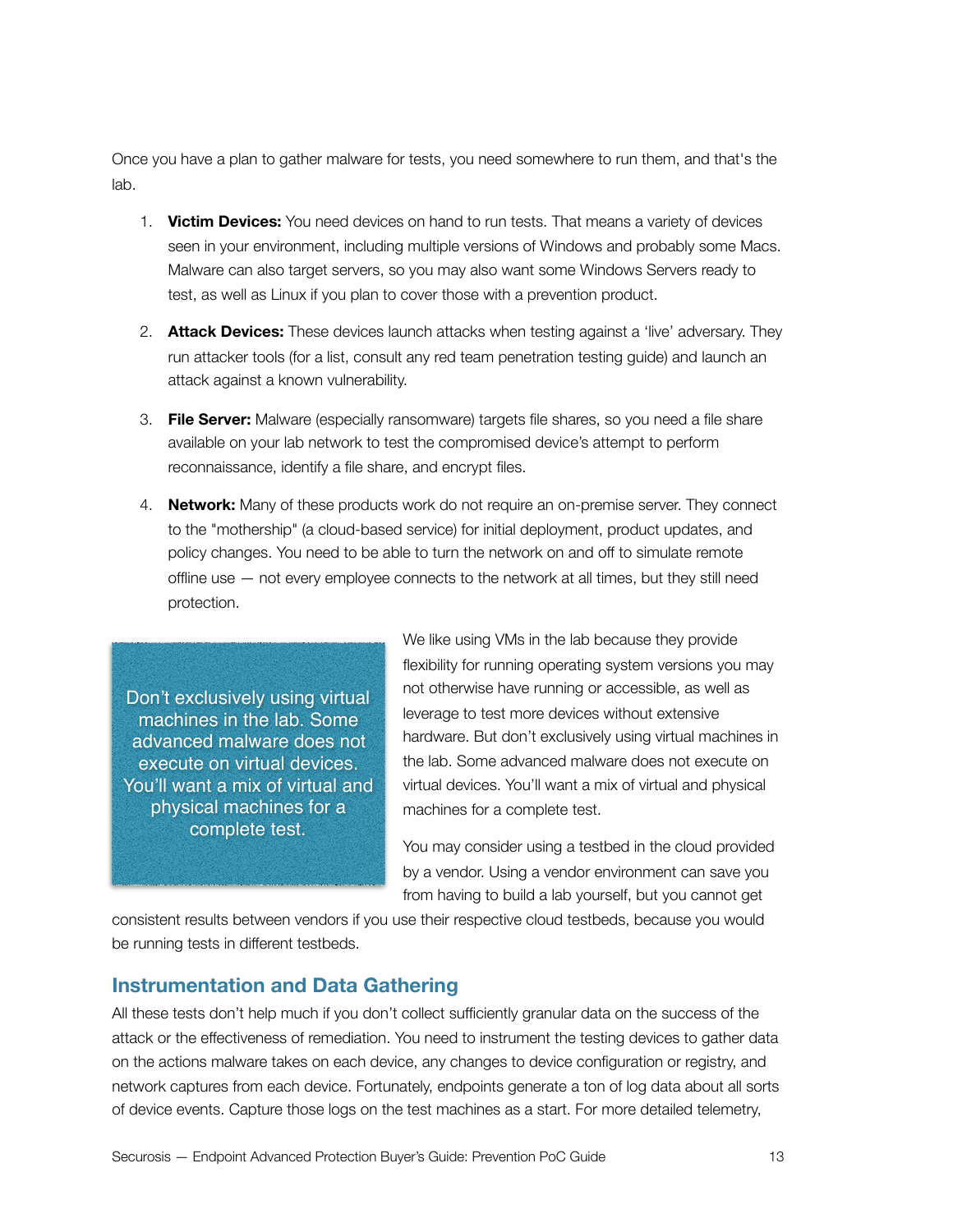Once you have a plan to gather malware for tests, you need somewhere to run them, and that's the lab.

1. **Victim Devices:** You need devices on hand to run tests. That means a variety of devices seen in your environment, including multiple versions of Windows and probably some Macs. Malware can also target servers, so you may also want some Windows Servers ready to test, as well as Linux if you plan to cover those with a prevention product.

2. **Attack Devices:** These devices launch attacks when testing against a 'live' adversary. They run attacker tools (for a list, consult any red team penetration testing guide) and launch an attack against a known vulnerability.

3. **File Server:** Malware (especially ransomware) targets file shares, so you need a file share available on your lab network to test the compromised device's attempt to perform reconnaissance, identify a file share, and encrypt files.

4. **Network:** Many of these products work do not require an on-premise server. They connect to the "mothership" (a cloud-based service) for initial deployment, product updates, and policy changes. You need to be able to turn the network on and off to simulate remote offline use — not every employee connects to the network at all times, but they still need protection.

> Don't exclusively using virtual machines in the lab. Some advanced malware does not execute on virtual devices. You'll want a mix of virtual and physical machines for a complete test.

We like using VMs in the lab because they provide flexibility for running operating system versions you may not otherwise have running or accessible, as well as leverage to test more devices without extensive hardware. But don't exclusively using virtual machines in the lab. Some advanced malware does not execute on virtual devices. You'll want a mix of virtual and physical machines for a complete test.

You may consider using a testbed in the cloud provided by a vendor. Using a vendor environment can save you from having to build a lab yourself, but you cannot get consistent results between vendors if you use their respective cloud testbeds, because you would be running tests in different testbeds.

## Instrumentation and Data Gathering

All these tests don't help much if you don't collect sufficiently granular data on the success of the attack or the effectiveness of remediation. You need to instrument the testing devices to gather data on the actions malware takes on each device, any changes to device configuration or registry, and network captures from each device. Fortunately, endpoints generate a ton of log data about all sorts of device events. Capture those logs on the test machines as a start. For more detailed telemetry,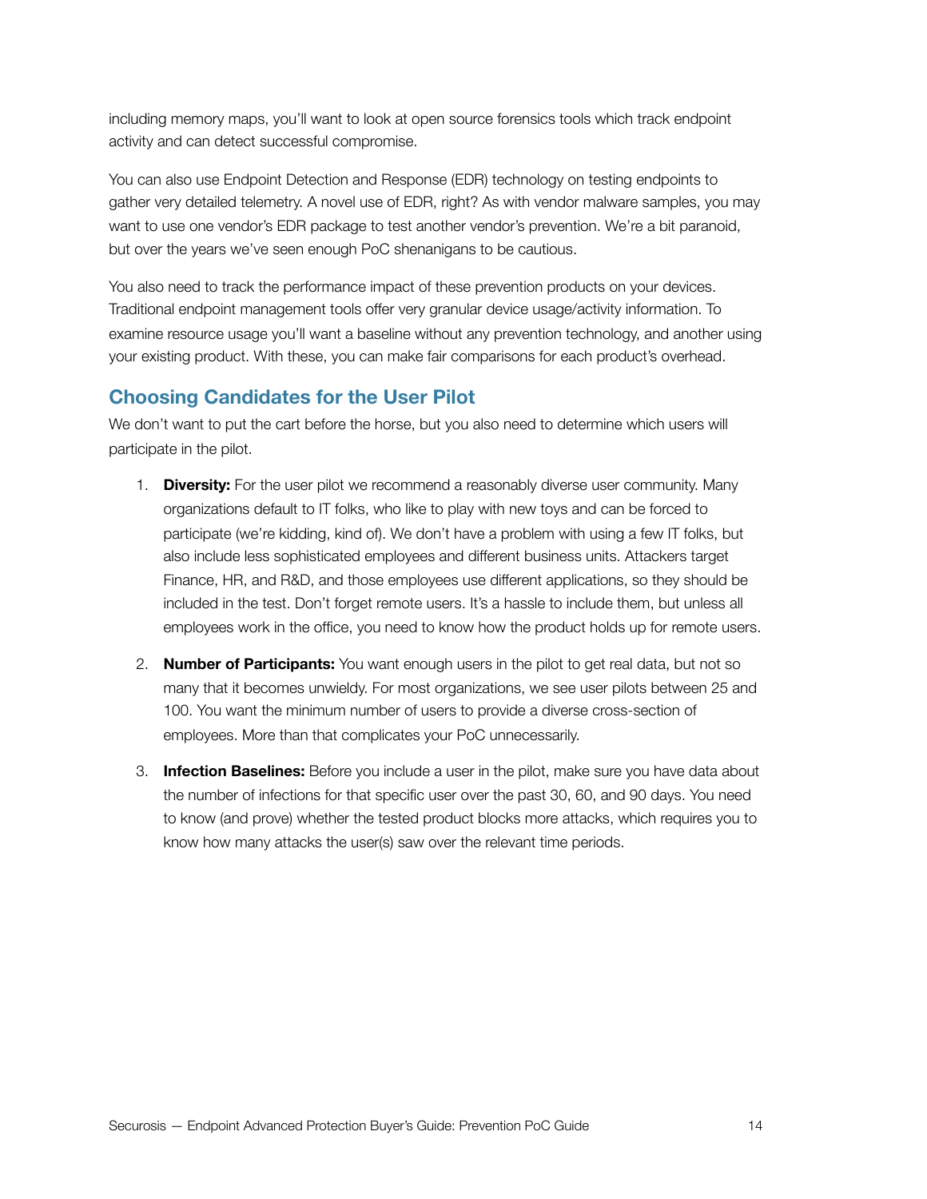including memory maps, you'll want to look at open source forensics tools which track endpoint activity and can detect successful compromise.

You can also use Endpoint Detection and Response (EDR) technology on testing endpoints to gather very detailed telemetry. A novel use of EDR, right? As with vendor malware samples, you may want to use one vendor's EDR package to test another vendor's prevention. We're a bit paranoid, but over the years we've seen enough PoC shenanigans to be cautious.

You also need to track the performance impact of these prevention products on your devices. Traditional endpoint management tools offer very granular device usage/activity information. To examine resource usage you'll want a baseline without any prevention technology, and another using your existing product. With these, you can make fair comparisons for each product's overhead.

## Choosing Candidates for the User Pilot

We don't want to put the cart before the horse, but you also need to determine which users will participate in the pilot.

1. **Diversity:** For the user pilot we recommend a reasonably diverse user community. Many organizations default to IT folks, who like to play with new toys and can be forced to participate (we're kidding, kind of). We don't have a problem with using a few IT folks, but also include less sophisticated employees and different business units. Attackers target Finance, HR, and R&D, and those employees use different applications, so they should be included in the test. Don't forget remote users. It's a hassle to include them, but unless all employees work in the office, you need to know how the product holds up for remote users.

2. **Number of Participants:** You want enough users in the pilot to get real data, but not so many that it becomes unwieldy. For most organizations, we see user pilots between 25 and 100. You want the minimum number of users to provide a diverse cross-section of employees. More than that complicates your PoC unnecessarily.

3. **Infection Baselines:** Before you include a user in the pilot, make sure you have data about the number of infections for that specific user over the past 30, 60, and 90 days. You need to know (and prove) whether the tested product blocks more attacks, which requires you to know how many attacks the user(s) saw over the relevant time periods.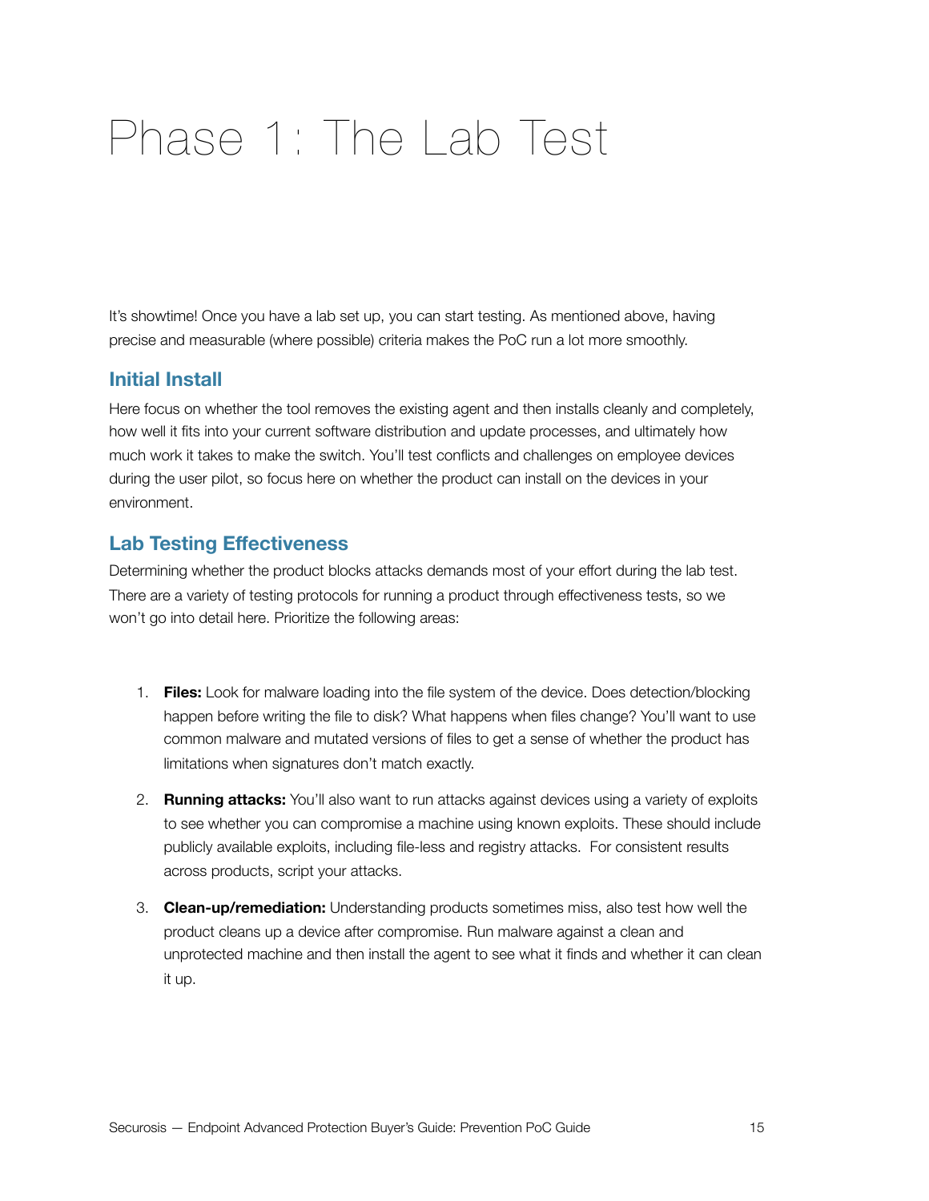# Phase 1: The Lab Test

It's showtime! Once you have a lab set up, you can start testing. As mentioned above, having precise and measurable (where possible) criteria makes the PoC run a lot more smoothly.

## Initial Install

Here focus on whether the tool removes the existing agent and then installs cleanly and completely, how well it fits into your current software distribution and update processes, and ultimately how much work it takes to make the switch. You'll test conflicts and challenges on employee devices during the user pilot, so focus here on whether the product can install on the devices in your environment.

## Lab Testing Effectiveness

Determining whether the product blocks attacks demands most of your effort during the lab test. There are a variety of testing protocols for running a product through effectiveness tests, so we won't go into detail here. Prioritize the following areas:

1. **Files:** Look for malware loading into the file system of the device. Does detection/blocking happen before writing the file to disk? What happens when files change? You'll want to use common malware and mutated versions of files to get a sense of whether the product has limitations when signatures don't match exactly.
2. **Running attacks:** You'll also want to run attacks against devices using a variety of exploits to see whether you can compromise a machine using known exploits. These should include publicly available exploits, including file-less and registry attacks. For consistent results across products, script your attacks.
3. **Clean-up/remediation:** Understanding products sometimes miss, also test how well the product cleans up a device after compromise. Run malware against a clean and unprotected machine and then install the agent to see what it finds and whether it can clean it up.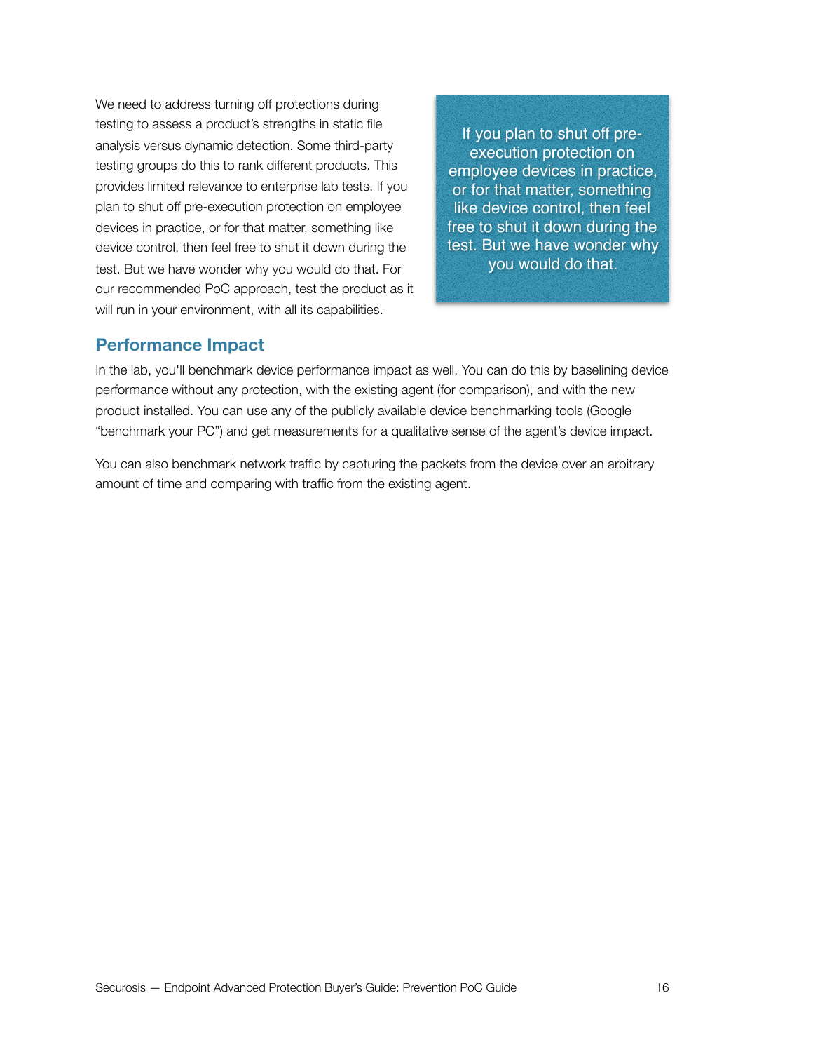We need to address turning off protections during testing to assess a product's strengths in static file analysis versus dynamic detection. Some third-party testing groups do this to rank different products. This provides limited relevance to enterprise lab tests. If you plan to shut off pre-execution protection on employee devices in practice, or for that matter, something like device control, then feel free to shut it down during the test. But we have wonder why you would do that. For our recommended PoC approach, test the product as it will run in your environment, with all its capabilities.

> If you plan to shut off pre-execution protection on employee devices in practice, or for that matter, something like device control, then feel free to shut it down during the test. But we have wonder why you would do that.

## Performance Impact

In the lab, you'll benchmark device performance impact as well. You can do this by baselining device performance without any protection, with the existing agent (for comparison), and with the new product installed. You can use any of the publicly available device benchmarking tools (Google "benchmark your PC") and get measurements for a qualitative sense of the agent's device impact.

You can also benchmark network traffic by capturing the packets from the device over an arbitrary amount of time and comparing with traffic from the existing agent.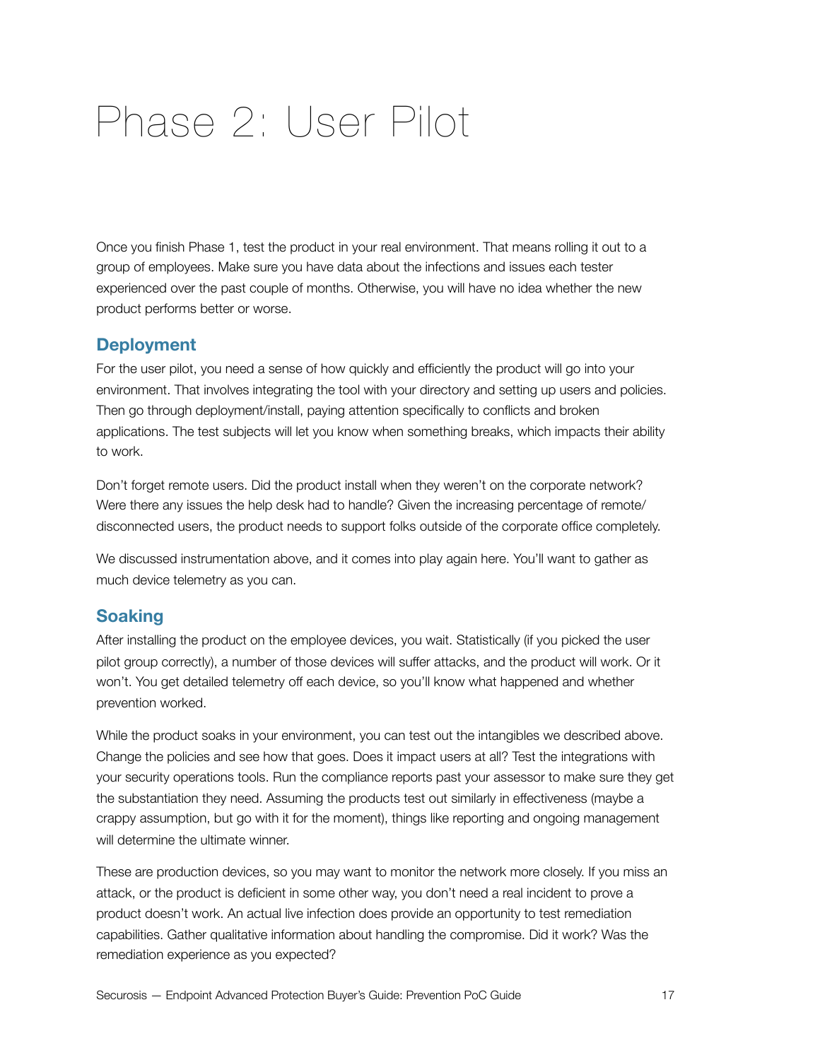# Phase 2: User Pilot

Once you finish Phase 1, test the product in your real environment. That means rolling it out to a group of employees. Make sure you have data about the infections and issues each tester experienced over the past couple of months. Otherwise, you will have no idea whether the new product performs better or worse.

## Deployment

For the user pilot, you need a sense of how quickly and efficiently the product will go into your environment. That involves integrating the tool with your directory and setting up users and policies. Then go through deployment/install, paying attention specifically to conflicts and broken applications. The test subjects will let you know when something breaks, which impacts their ability to work.

Don't forget remote users. Did the product install when they weren't on the corporate network? Were there any issues the help desk had to handle? Given the increasing percentage of remote/disconnected users, the product needs to support folks outside of the corporate office completely.

We discussed instrumentation above, and it comes into play again here. You'll want to gather as much device telemetry as you can.

## Soaking

After installing the product on the employee devices, you wait. Statistically (if you picked the user pilot group correctly), a number of those devices will suffer attacks, and the product will work. Or it won't. You get detailed telemetry off each device, so you'll know what happened and whether prevention worked.

While the product soaks in your environment, you can test out the intangibles we described above. Change the policies and see how that goes. Does it impact users at all? Test the integrations with your security operations tools. Run the compliance reports past your assessor to make sure they get the substantiation they need. Assuming the products test out similarly in effectiveness (maybe a crappy assumption, but go with it for the moment), things like reporting and ongoing management will determine the ultimate winner.

These are production devices, so you may want to monitor the network more closely. If you miss an attack, or the product is deficient in some other way, you don't need a real incident to prove a product doesn't work. An actual live infection does provide an opportunity to test remediation capabilities. Gather qualitative information about handling the compromise. Did it work? Was the remediation experience as you expected?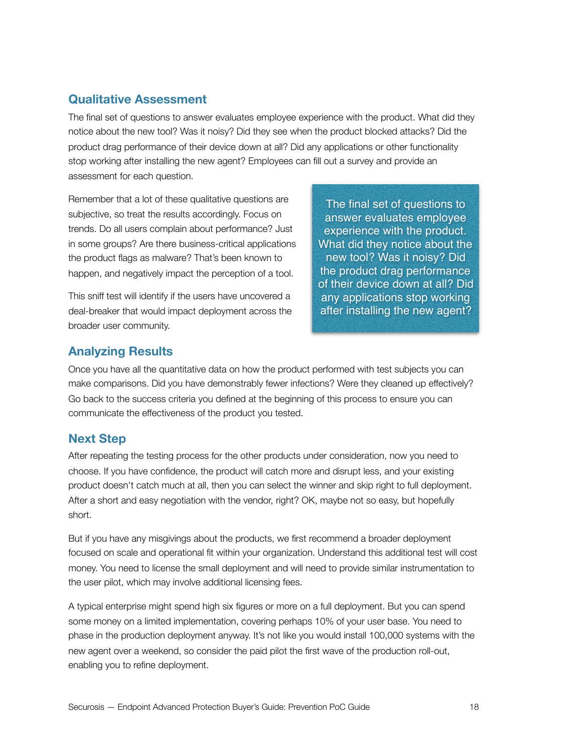## Qualitative Assessment

The final set of questions to answer evaluates employee experience with the product. What did they notice about the new tool? Was it noisy? Did they see when the product blocked attacks? Did the product drag performance of their device down at all? Did any applications or other functionality stop working after installing the new agent? Employees can fill out a survey and provide an assessment for each question.

Remember that a lot of these qualitative questions are subjective, so treat the results accordingly. Focus on trends. Do all users complain about performance? Just in some groups? Are there business-critical applications the product flags as malware? That's been known to happen, and negatively impact the perception of a tool.

> The final set of questions to answer evaluates employee experience with the product. What did they notice about the new tool? Was it noisy? Did the product drag performance of their device down at all? Did any applications stop working after installing the new agent?

This sniff test will identify if the users have uncovered a deal-breaker that would impact deployment across the broader user community.

## Analyzing Results

Once you have all the quantitative data on how the product performed with test subjects you can make comparisons. Did you have demonstrably fewer infections? Were they cleaned up effectively? Go back to the success criteria you defined at the beginning of this process to ensure you can communicate the effectiveness of the product you tested.

## Next Step

After repeating the testing process for the other products under consideration, now you need to choose. If you have confidence, the product will catch more and disrupt less, and your existing product doesn't catch much at all, then you can select the winner and skip right to full deployment. After a short and easy negotiation with the vendor, right? OK, maybe not so easy, but hopefully short.

But if you have any misgivings about the products, we first recommend a broader deployment focused on scale and operational fit within your organization. Understand this additional test will cost money. You need to license the small deployment and will need to provide similar instrumentation to the user pilot, which may involve additional licensing fees.

A typical enterprise might spend high six figures or more on a full deployment. But you can spend some money on a limited implementation, covering perhaps 10% of your user base. You need to phase in the production deployment anyway. It's not like you would install 100,000 systems with the new agent over a weekend, so consider the paid pilot the first wave of the production roll-out, enabling you to refine deployment.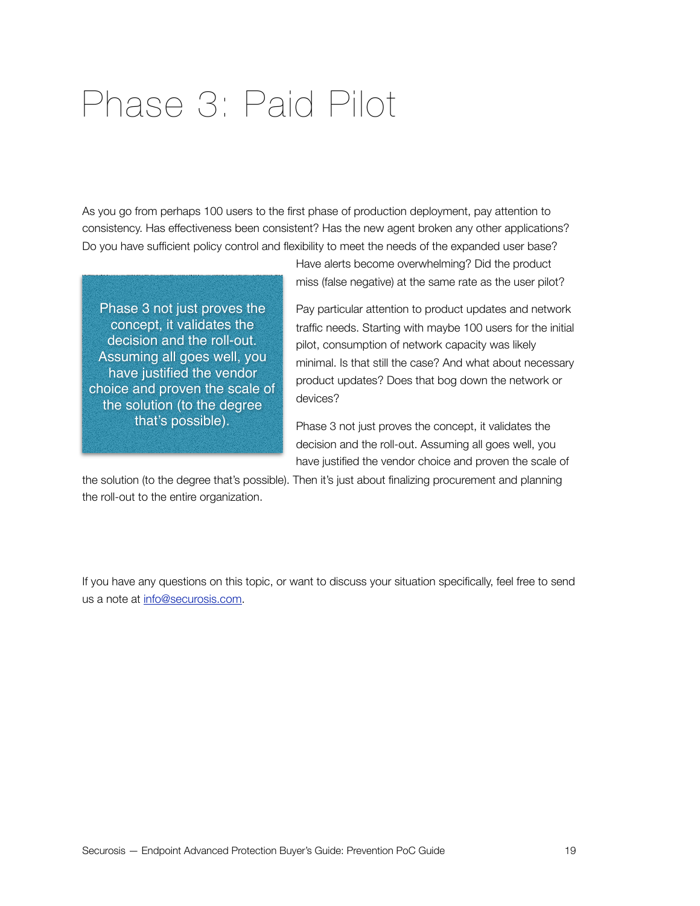# Phase 3: Paid Pilot

As you go from perhaps 100 users to the first phase of production deployment, pay attention to consistency. Has effectiveness been consistent? Has the new agent broken any other applications? Do you have sufficient policy control and flexibility to meet the needs of the expanded user base? Have alerts become overwhelming? Did the product miss (false negative) at the same rate as the user pilot?

> Phase 3 not just proves the concept, it validates the decision and the roll-out. Assuming all goes well, you have justified the vendor choice and proven the scale of the solution (to the degree that's possible).

Pay particular attention to product updates and network traffic needs. Starting with maybe 100 users for the initial pilot, consumption of network capacity was likely minimal. Is that still the case? And what about necessary product updates? Does that bog down the network or devices?

Phase 3 not just proves the concept, it validates the decision and the roll-out. Assuming all goes well, you have justified the vendor choice and proven the scale of the solution (to the degree that's possible). Then it's just about finalizing procurement and planning the roll-out to the entire organization.

If you have any questions on this topic, or want to discuss your situation specifically, feel free to send us a note at [info@securosis.com](mailto:info@securosis.com).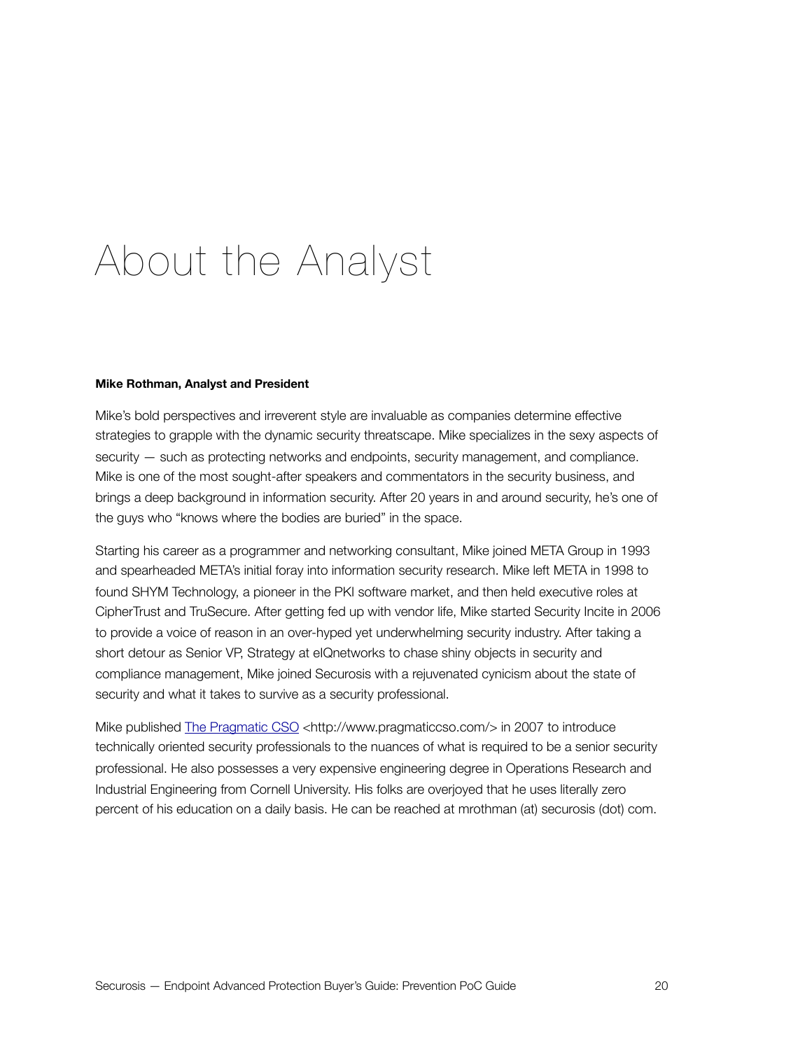# About the Analyst

**Mike Rothman, Analyst and President**

Mike's bold perspectives and irreverent style are invaluable as companies determine effective strategies to grapple with the dynamic security threatscape. Mike specializes in the sexy aspects of security — such as protecting networks and endpoints, security management, and compliance. Mike is one of the most sought-after speakers and commentators in the security business, and brings a deep background in information security. After 20 years in and around security, he's one of the guys who "knows where the bodies are buried" in the space.

Starting his career as a programmer and networking consultant, Mike joined META Group in 1993 and spearheaded META's initial foray into information security research. Mike left META in 1998 to found SHYM Technology, a pioneer in the PKI software market, and then held executive roles at CipherTrust and TruSecure. After getting fed up with vendor life, Mike started Security Incite in 2006 to provide a voice of reason in an over-hyped yet underwhelming security industry. After taking a short detour as Senior VP, Strategy at eIQnetworks to chase shiny objects in security and compliance management, Mike joined Securosis with a rejuvenated cynicism about the state of security and what it takes to survive as a security professional.

Mike published [The Pragmatic CSO](http://www.pragmaticcso.com/) <http://www.pragmaticcso.com/> in 2007 to introduce technically oriented security professionals to the nuances of what is required to be a senior security professional. He also possesses a very expensive engineering degree in Operations Research and Industrial Engineering from Cornell University. His folks are overjoyed that he uses literally zero percent of his education on a daily basis. He can be reached at mrothman (at) securosis (dot) com.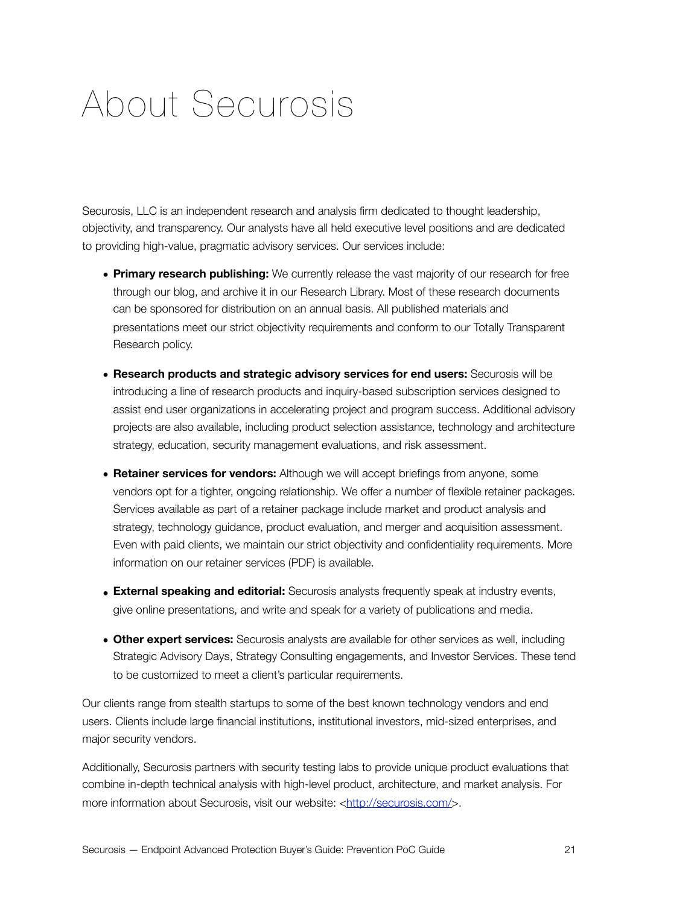# About Securosis

Securosis, LLC is an independent research and analysis firm dedicated to thought leadership, objectivity, and transparency. Our analysts have all held executive level positions and are dedicated to providing high-value, pragmatic advisory services. Our services include:

- **Primary research publishing:** We currently release the vast majority of our research for free through our blog, and archive it in our Research Library. Most of these research documents can be sponsored for distribution on an annual basis. All published materials and presentations meet our strict objectivity requirements and conform to our Totally Transparent Research policy.
- **Research products and strategic advisory services for end users:** Securosis will be introducing a line of research products and inquiry-based subscription services designed to assist end user organizations in accelerating project and program success. Additional advisory projects are also available, including product selection assistance, technology and architecture strategy, education, security management evaluations, and risk assessment.
- **Retainer services for vendors:** Although we will accept briefings from anyone, some vendors opt for a tighter, ongoing relationship. We offer a number of flexible retainer packages. Services available as part of a retainer package include market and product analysis and strategy, technology guidance, product evaluation, and merger and acquisition assessment. Even with paid clients, we maintain our strict objectivity and confidentiality requirements. More information on our retainer services (PDF) is available.
- **External speaking and editorial:** Securosis analysts frequently speak at industry events, give online presentations, and write and speak for a variety of publications and media.
- **Other expert services:** Securosis analysts are available for other services as well, including Strategic Advisory Days, Strategy Consulting engagements, and Investor Services. These tend to be customized to meet a client's particular requirements.

Our clients range from stealth startups to some of the best known technology vendors and end users. Clients include large financial institutions, institutional investors, mid-sized enterprises, and major security vendors.

Additionally, Securosis partners with security testing labs to provide unique product evaluations that combine in-depth technical analysis with high-level product, architecture, and market analysis. For more information about Securosis, visit our website: <http://securosis.com/>.